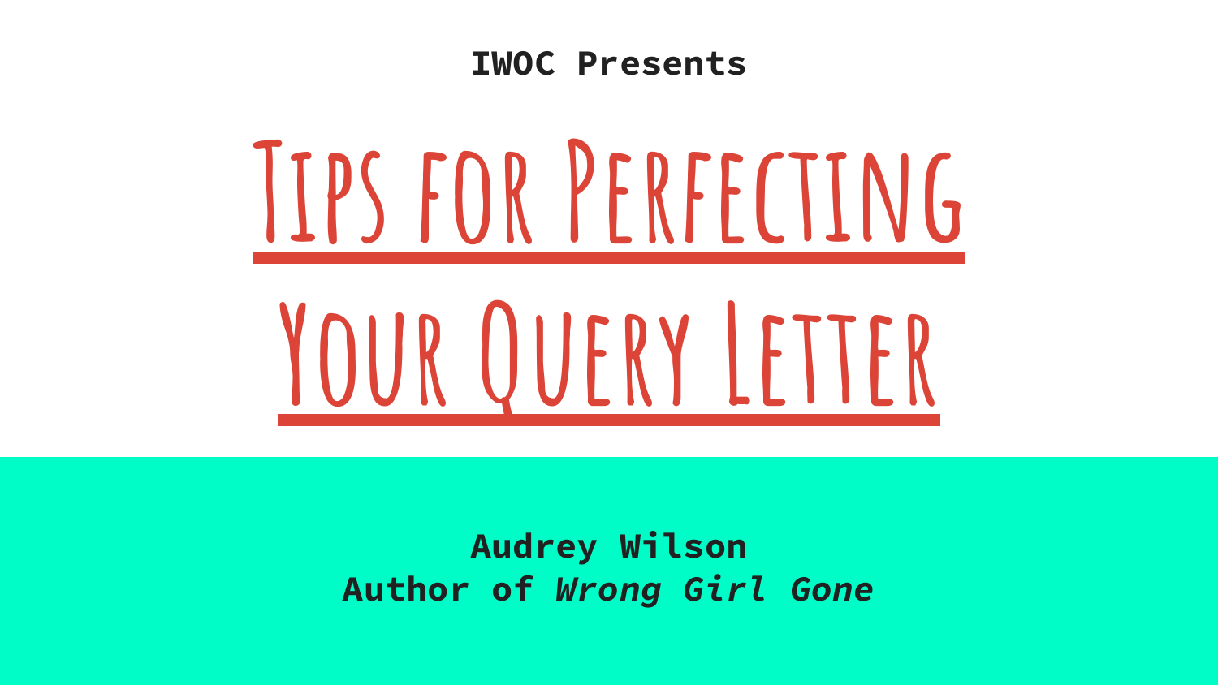**IWOC Presents**

# Tips for Perfecting Your Query Letter

**Audrey Wilson**
**Author of *Wrong Girl Gone***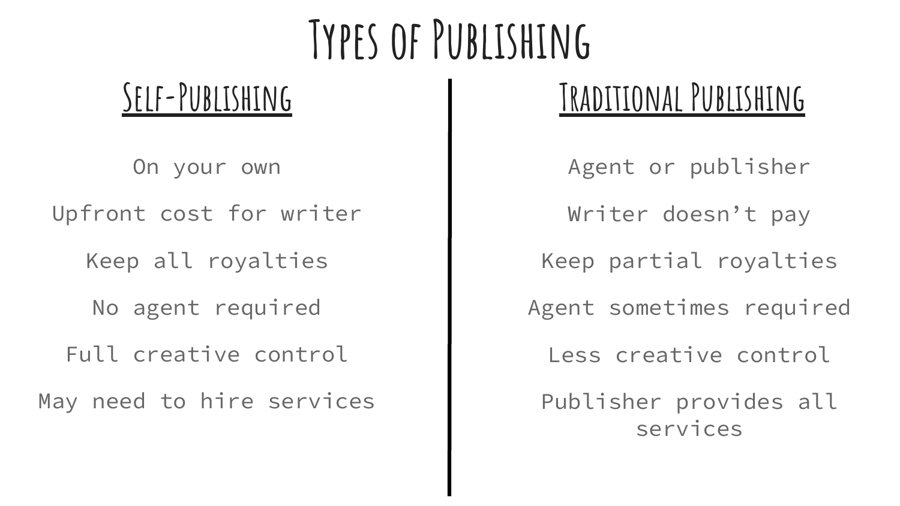# Types of Publishing

## Self-Publishing

On your own

Upfront cost for writer

Keep all royalties

No agent required

Full creative control

May need to hire services

## Traditional Publishing

Agent or publisher

Writer doesn't pay

Keep partial royalties

Agent sometimes required

Less creative control

Publisher provides all services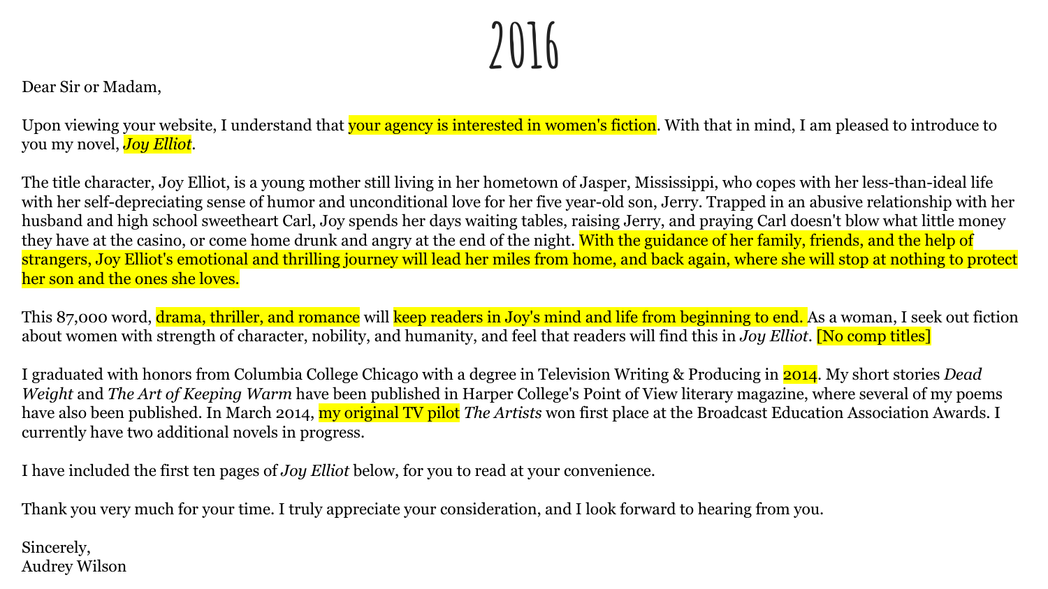# 2016

Dear Sir or Madam,

Upon viewing your website, I understand that your agency is interested in women's fiction. With that in mind, I am pleased to introduce to you my novel, *Joy Elliot*.

The title character, Joy Elliot, is a young mother still living in her hometown of Jasper, Mississippi, who copes with her less-than-ideal life with her self-depreciating sense of humor and unconditional love for her five year-old son, Jerry. Trapped in an abusive relationship with her husband and high school sweetheart Carl, Joy spends her days waiting tables, raising Jerry, and praying Carl doesn't blow what little money they have at the casino, or come home drunk and angry at the end of the night. With the guidance of her family, friends, and the help of strangers, Joy Elliot's emotional and thrilling journey will lead her miles from home, and back again, where she will stop at nothing to protect her son and the ones she loves.

This 87,000 word, drama, thriller, and romance will keep readers in Joy's mind and life from beginning to end. As a woman, I seek out fiction about women with strength of character, nobility, and humanity, and feel that readers will find this in *Joy Elliot*. [No comp titles]

I graduated with honors from Columbia College Chicago with a degree in Television Writing & Producing in 2014. My short stories *Dead Weight* and *The Art of Keeping Warm* have been published in Harper College's Point of View literary magazine, where several of my poems have also been published. In March 2014, my original TV pilot *The Artists* won first place at the Broadcast Education Association Awards. I currently have two additional novels in progress.

I have included the first ten pages of *Joy Elliot* below, for you to read at your convenience.

Thank you very much for your time. I truly appreciate your consideration, and I look forward to hearing from you.

Sincerely,
Audrey Wilson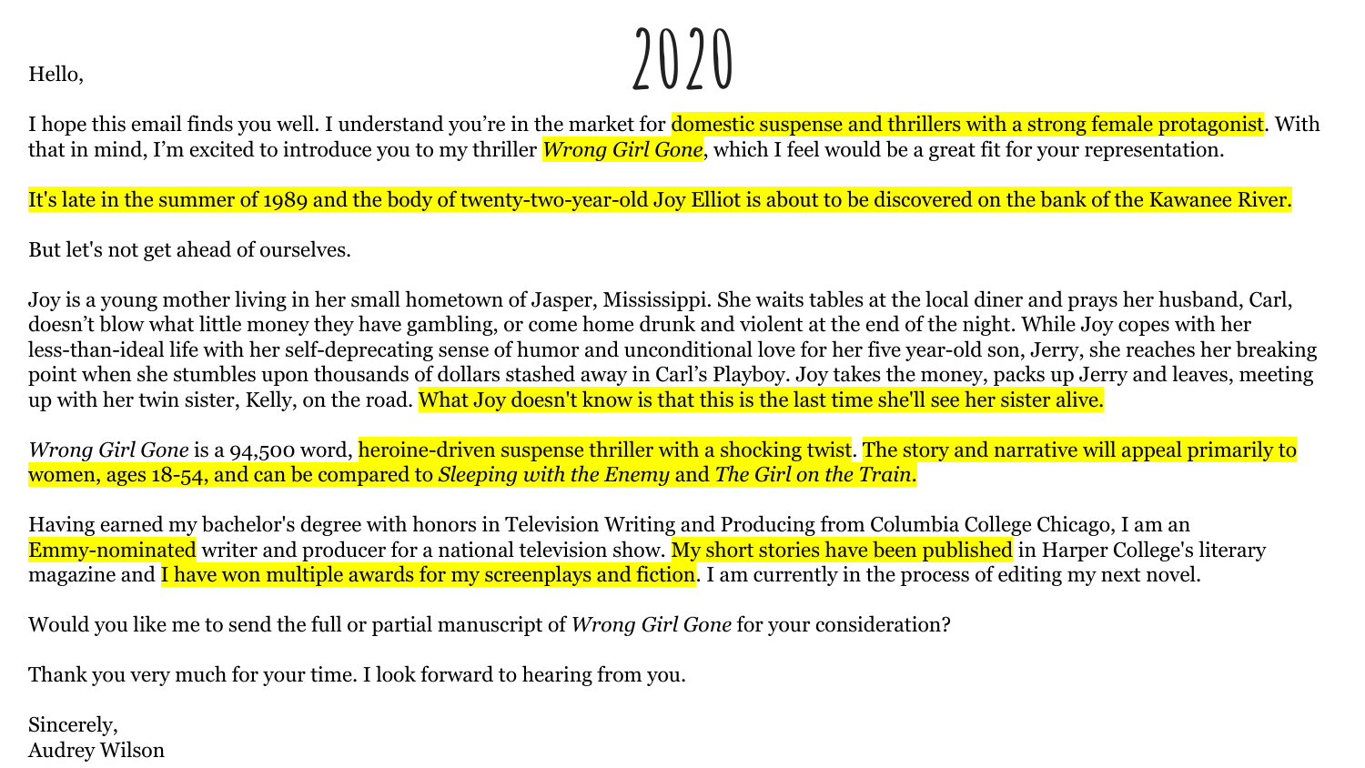# 2020

Hello,

I hope this email finds you well. I understand you're in the market for domestic suspense and thrillers with a strong female protagonist. With that in mind, I'm excited to introduce you to my thriller *Wrong Girl Gone*, which I feel would be a great fit for your representation.

It's late in the summer of 1989 and the body of twenty-two-year-old Joy Elliot is about to be discovered on the bank of the Kawanee River.

But let's not get ahead of ourselves.

Joy is a young mother living in her small hometown of Jasper, Mississippi. She waits tables at the local diner and prays her husband, Carl, doesn't blow what little money they have gambling, or come home drunk and violent at the end of the night. While Joy copes with her less-than-ideal life with her self-deprecating sense of humor and unconditional love for her five year-old son, Jerry, she reaches her breaking point when she stumbles upon thousands of dollars stashed away in Carl's Playboy. Joy takes the money, packs up Jerry and leaves, meeting up with her twin sister, Kelly, on the road. What Joy doesn't know is that this is the last time she'll see her sister alive.

*Wrong Girl Gone* is a 94,500 word, heroine-driven suspense thriller with a shocking twist. The story and narrative will appeal primarily to women, ages 18-54, and can be compared to *Sleeping with the Enemy* and *The Girl on the Train*.

Having earned my bachelor's degree with honors in Television Writing and Producing from Columbia College Chicago, I am an Emmy-nominated writer and producer for a national television show. My short stories have been published in Harper College's literary magazine and I have won multiple awards for my screenplays and fiction. I am currently in the process of editing my next novel.

Would you like me to send the full or partial manuscript of *Wrong Girl Gone* for your consideration?

Thank you very much for your time. I look forward to hearing from you.

Sincerely,
Audrey Wilson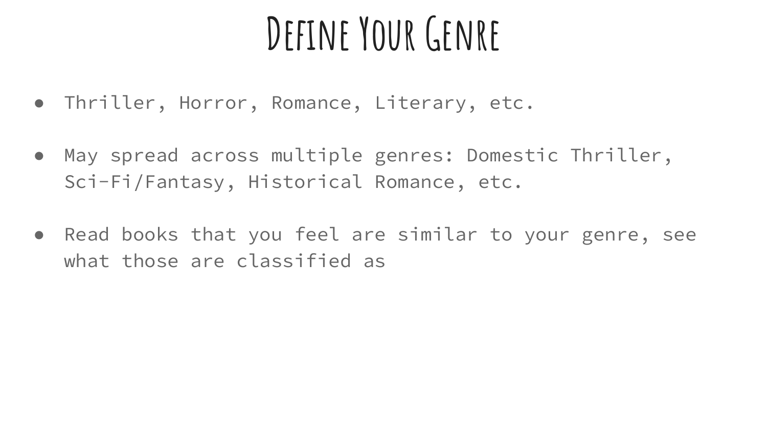# Define Your Genre

- Thriller, Horror, Romance, Literary, etc.
- May spread across multiple genres: Domestic Thriller, Sci-Fi/Fantasy, Historical Romance, etc.
- Read books that you feel are similar to your genre, see what those are classified as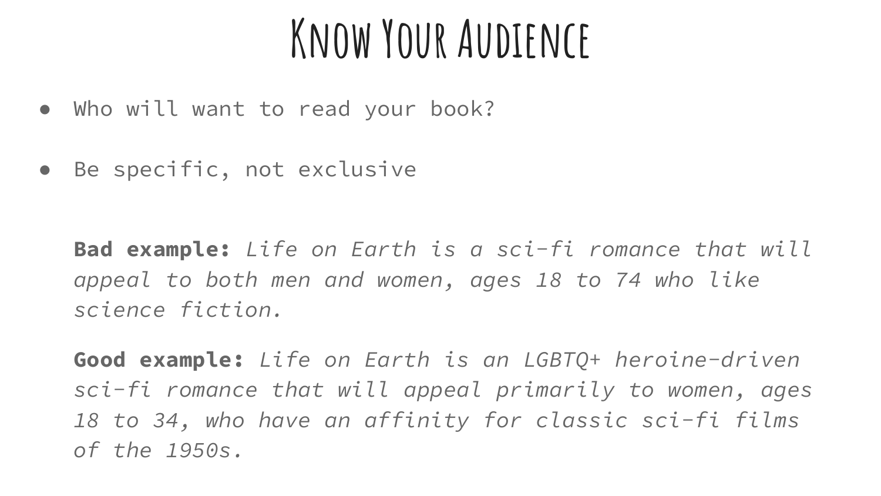# Know Your Audience

- Who will want to read your book?
- Be specific, not exclusive

**Bad example:** *Life on Earth is a sci-fi romance that will appeal to both men and women, ages 18 to 74 who like science fiction.*

**Good example:** *Life on Earth is an LGBTQ+ heroine-driven sci-fi romance that will appeal primarily to women, ages 18 to 34, who have an affinity for classic sci-fi films of the 1950s.*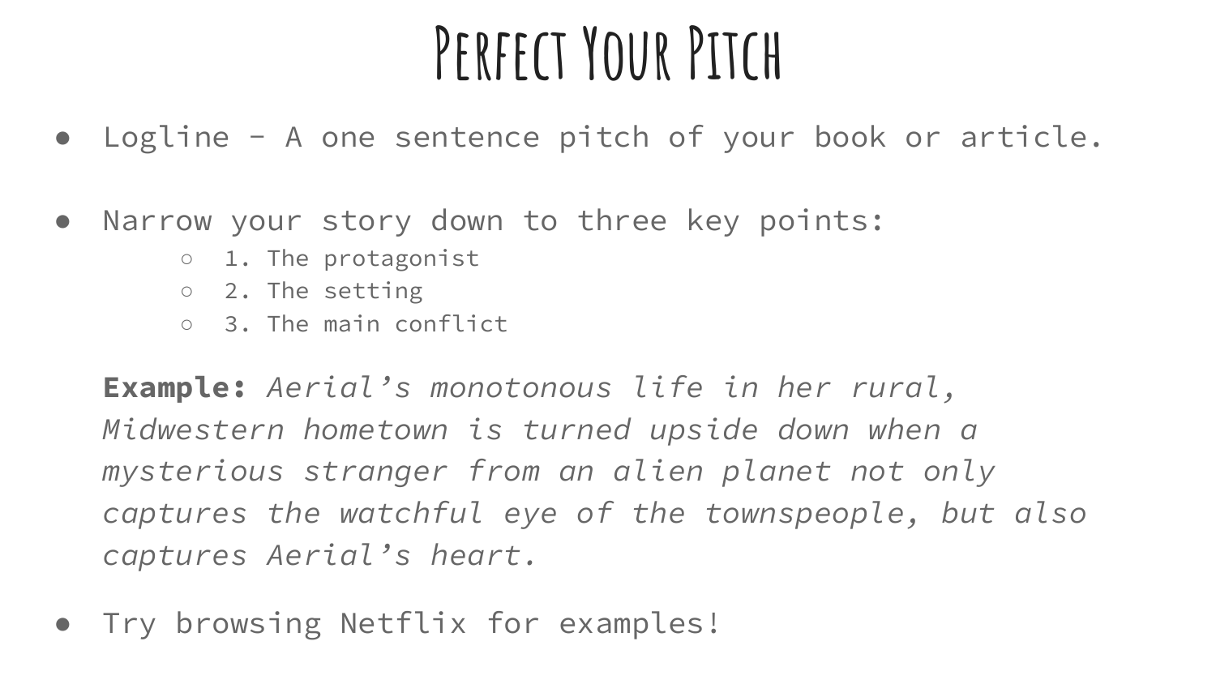# Perfect Your Pitch

- Logline - A one sentence pitch of your book or article.

- Narrow your story down to three key points:
    - 1. The protagonist
    - 2. The setting
    - 3. The main conflict

  **Example:** *Aerial's monotonous life in her rural, Midwestern hometown is turned upside down when a mysterious stranger from an alien planet not only captures the watchful eye of the townspeople, but also captures Aerial's heart.*

- Try browsing Netflix for examples!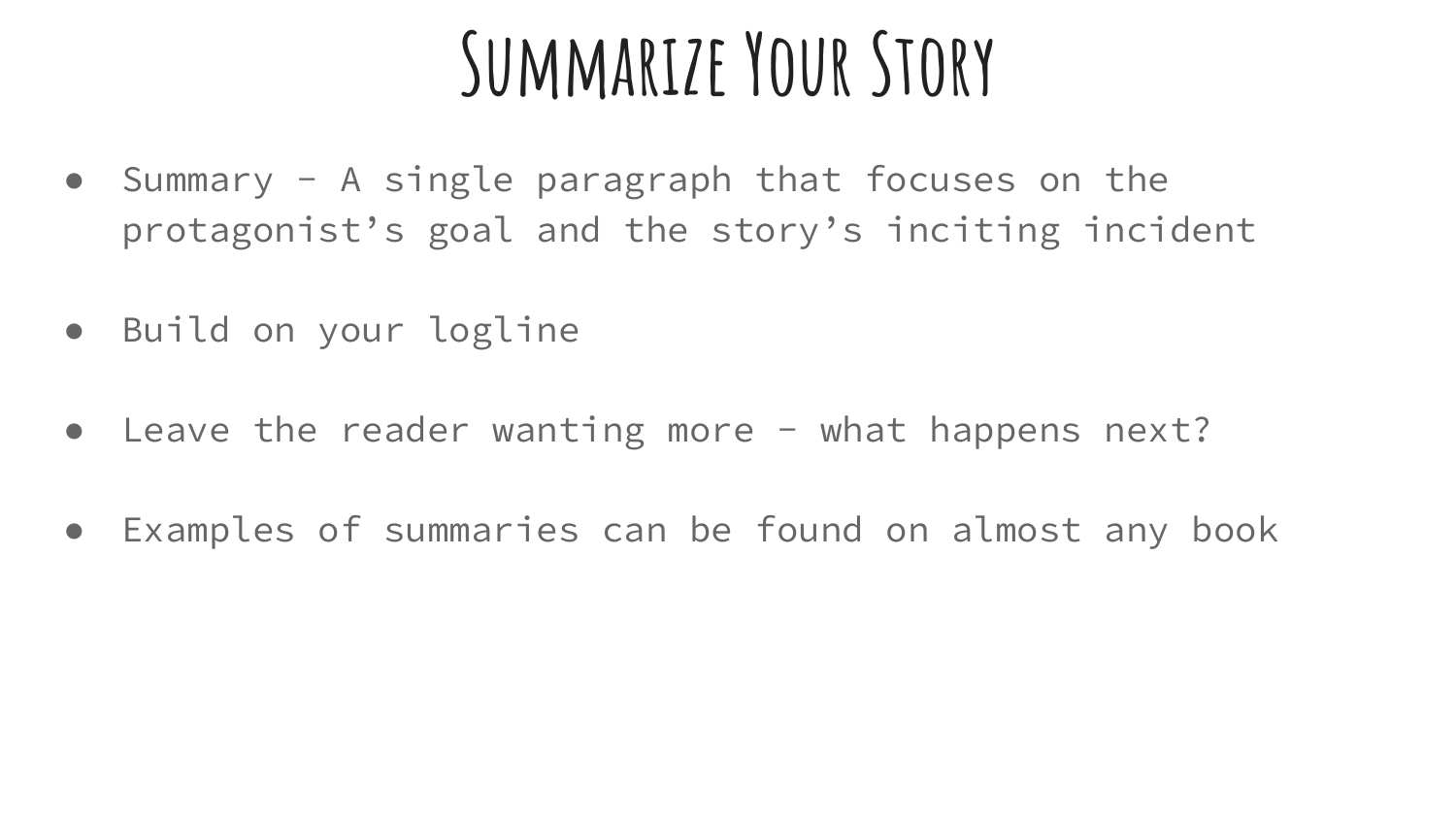# Summarize Your Story

- Summary - A single paragraph that focuses on the protagonist’s goal and the story’s inciting incident
- Build on your logline
- Leave the reader wanting more - what happens next?
- Examples of summaries can be found on almost any book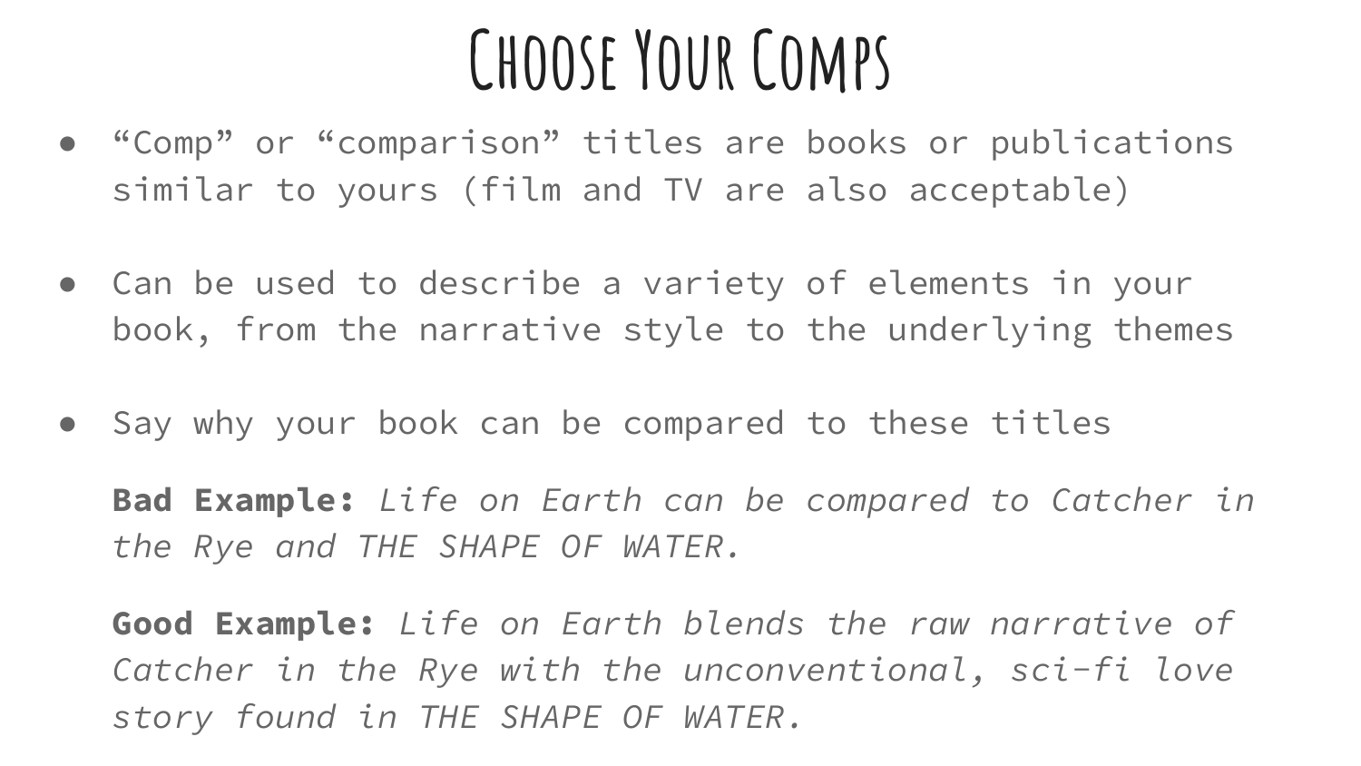# Choose Your Comps

- "Comp" or "comparison" titles are books or publications similar to yours (film and TV are also acceptable)
- Can be used to describe a variety of elements in your book, from the narrative style to the underlying themes
- Say why your book can be compared to these titles

  **Bad Example:** *Life on Earth can be compared to Catcher in the Rye and THE SHAPE OF WATER.*

  **Good Example:** *Life on Earth blends the raw narrative of Catcher in the Rye with the unconventional, sci-fi love story found in THE SHAPE OF WATER.*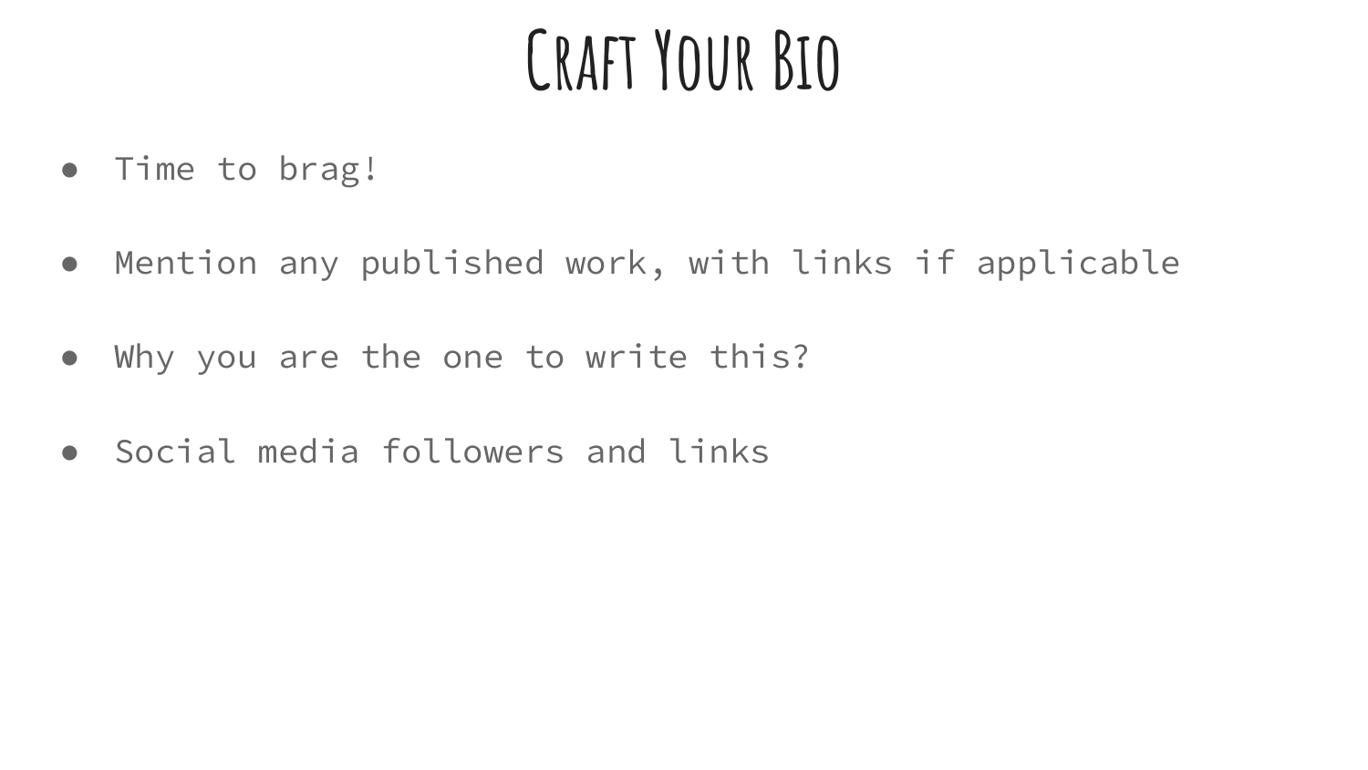# Craft Your Bio

- Time to brag!
- Mention any published work, with links if applicable
- Why you are the one to write this?
- Social media followers and links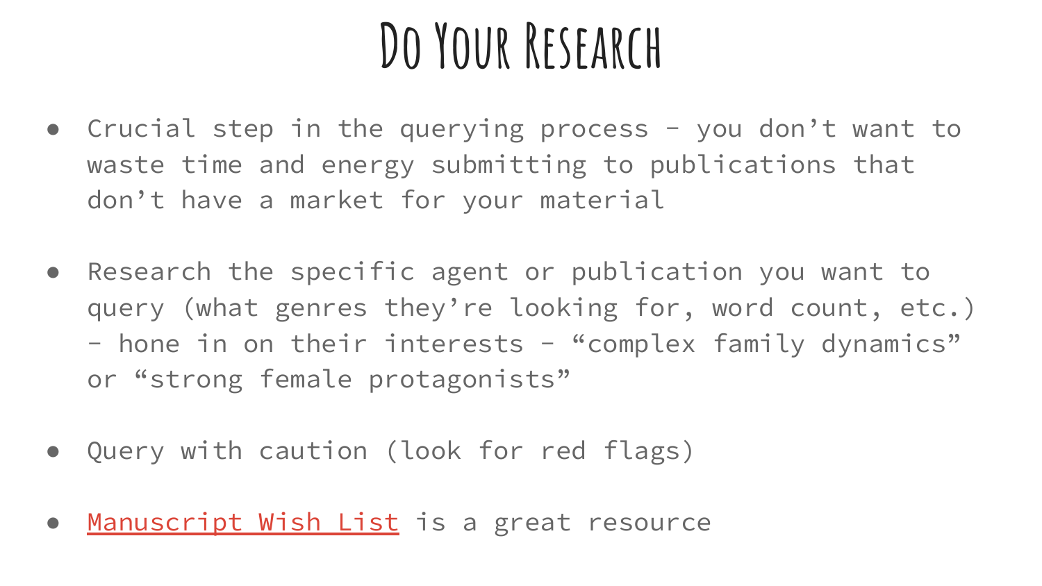# Do Your Research

- Crucial step in the querying process - you don't want to waste time and energy submitting to publications that don't have a market for your material

- Research the specific agent or publication you want to query (what genres they're looking for, word count, etc.) - hone in on their interests - "complex family dynamics" or "strong female protagonists"

- Query with caution (look for red flags)

- Manuscript Wish List is a great resource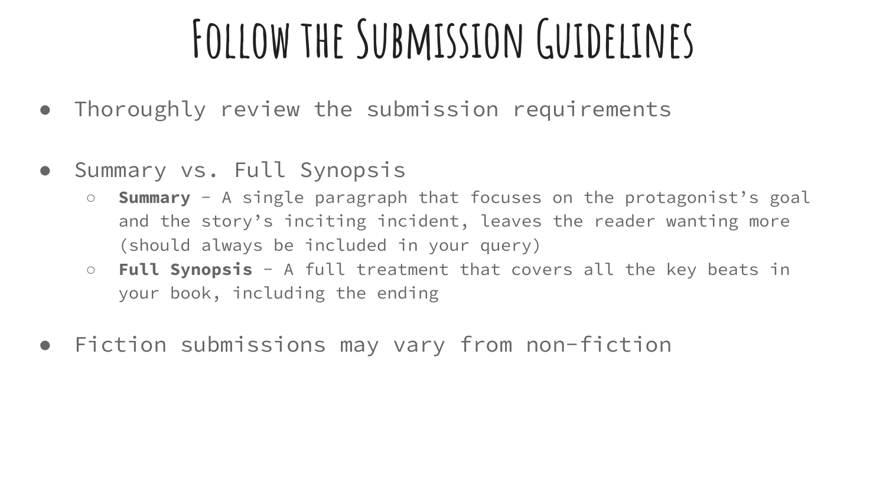# Follow the Submission Guidelines

- Thoroughly review the submission requirements
- Summary vs. Full Synopsis
  - **Summary** - A single paragraph that focuses on the protagonist's goal and the story's inciting incident, leaves the reader wanting more (should always be included in your query)
  - **Full Synopsis** - A full treatment that covers all the key beats in your book, including the ending
- Fiction submissions may vary from non-fiction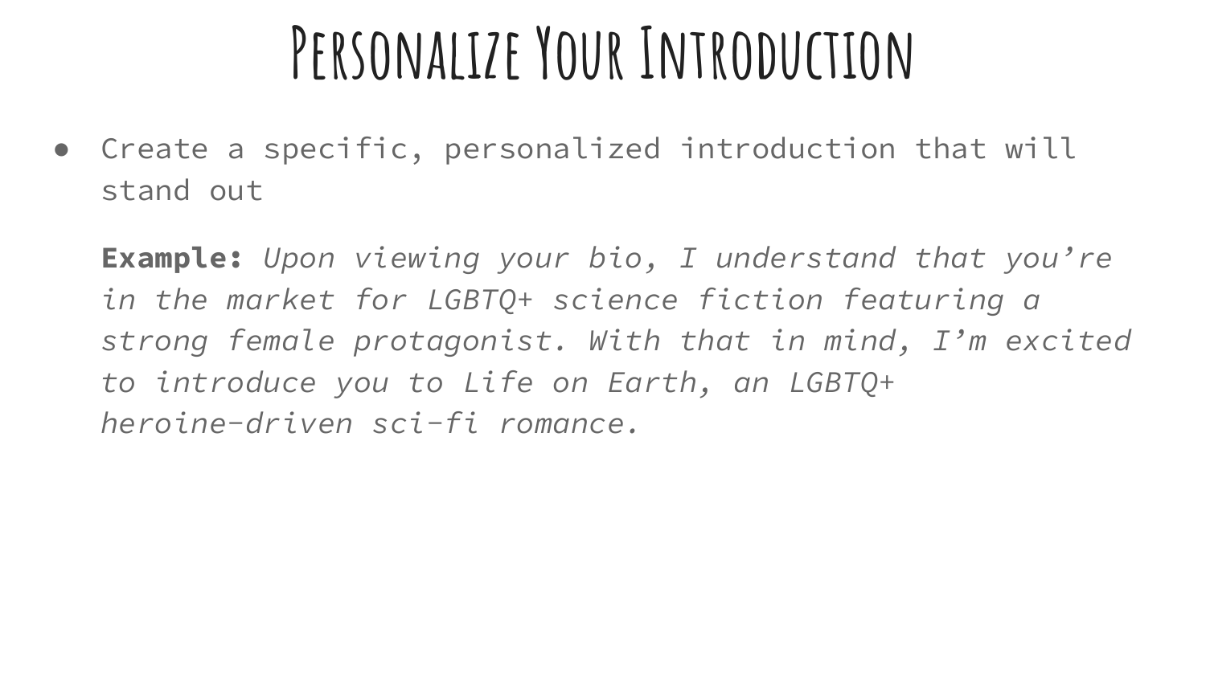# Personalize Your Introduction

- Create a specific, personalized introduction that will stand out

  **Example:** *Upon viewing your bio, I understand that you're in the market for LGBTQ+ science fiction featuring a strong female protagonist. With that in mind, I'm excited to introduce you to Life on Earth, an LGBTQ+ heroine-driven sci-fi romance.*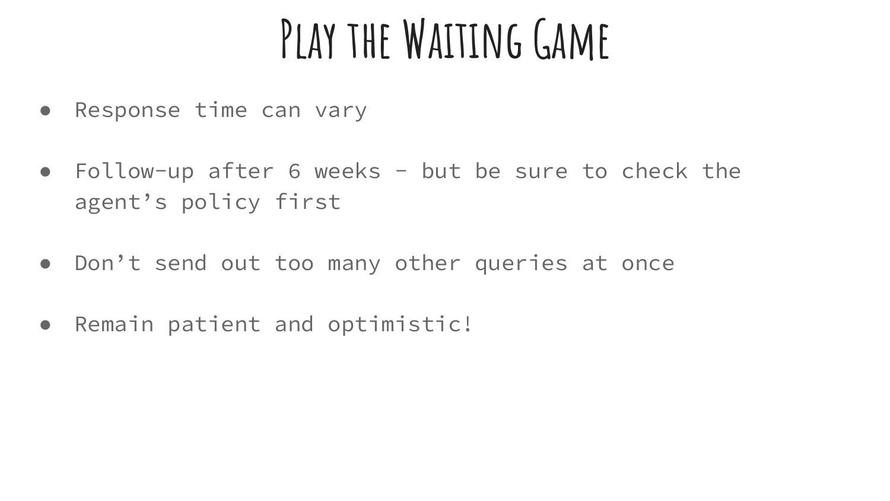# Play the Waiting Game

- Response time can vary
- Follow-up after 6 weeks - but be sure to check the agent’s policy first
- Don’t send out too many other queries at once
- Remain patient and optimistic!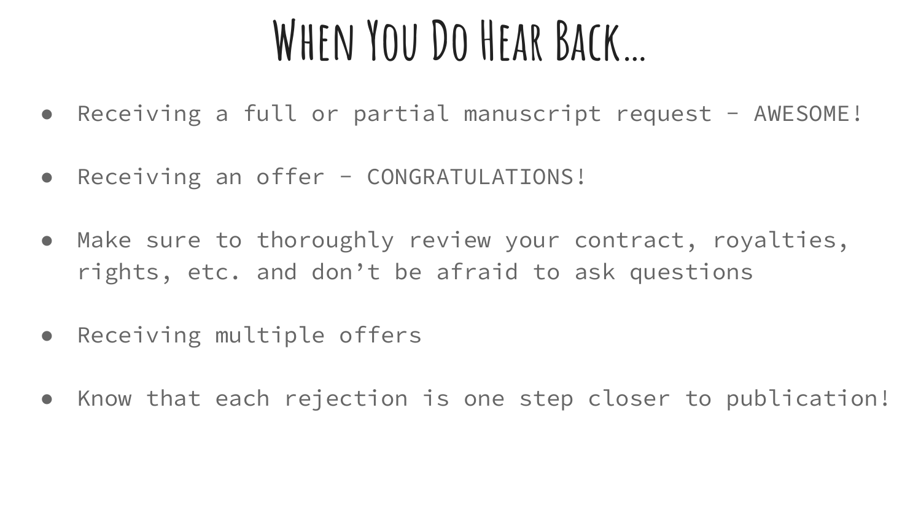# When You Do Hear Back...

- Receiving a full or partial manuscript request - AWESOME!
- Receiving an offer - CONGRATULATIONS!
- Make sure to thoroughly review your contract, royalties, rights, etc. and don't be afraid to ask questions
- Receiving multiple offers
- Know that each rejection is one step closer to publication!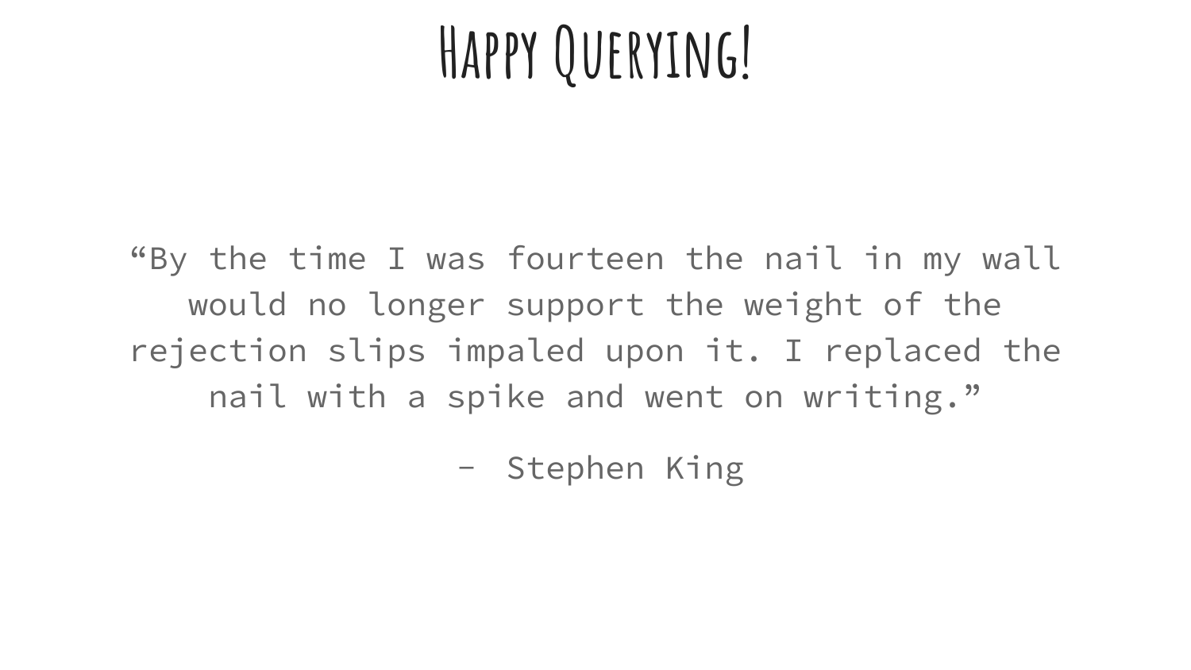# Happy Querying!

"By the time I was fourteen the nail in my wall would no longer support the weight of the rejection slips impaled upon it. I replaced the nail with a spike and went on writing."

- Stephen King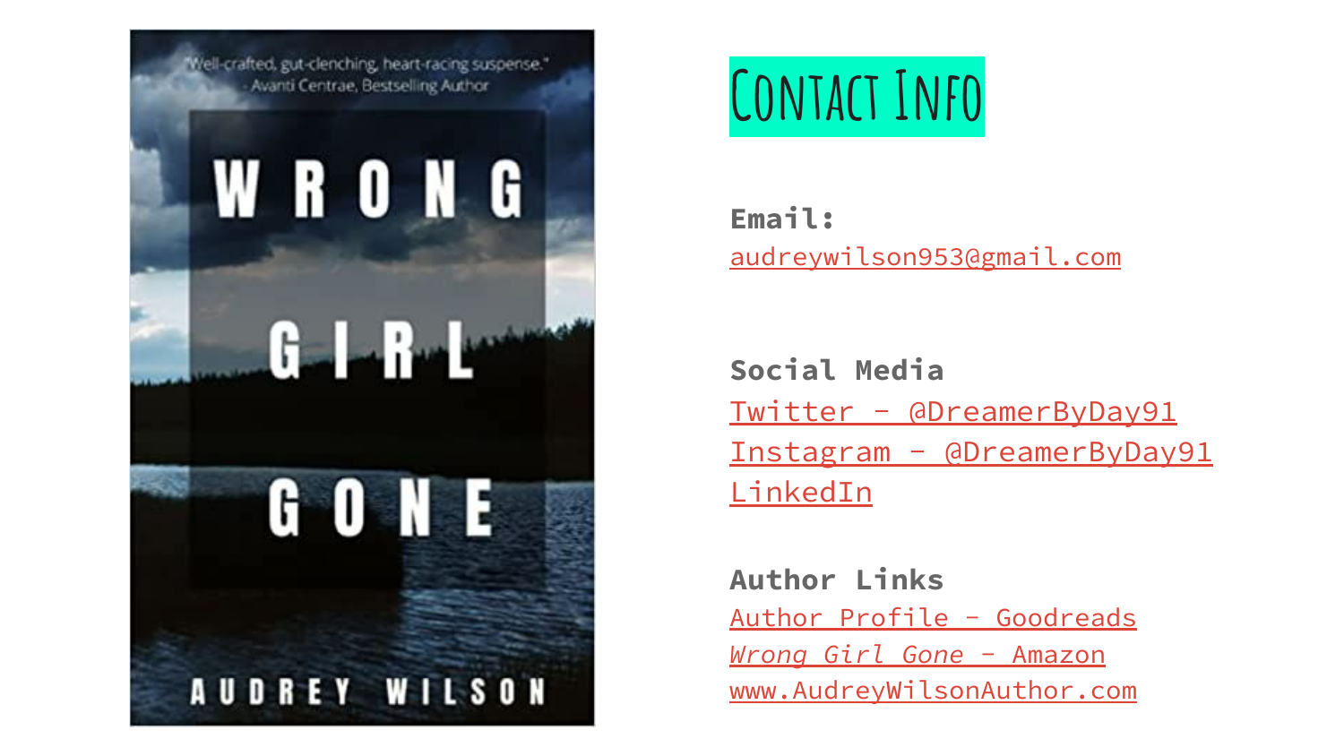# Contact Info

**Email:**
audreywilson953@gmail.com

**Social Media**
Twitter - @DreamerByDay91
Instagram - @DreamerByDay91
LinkedIn

**Author Links**
Author Profile - Goodreads
*Wrong Girl Gone* - Amazon
www.AudreyWilsonAuthor.com